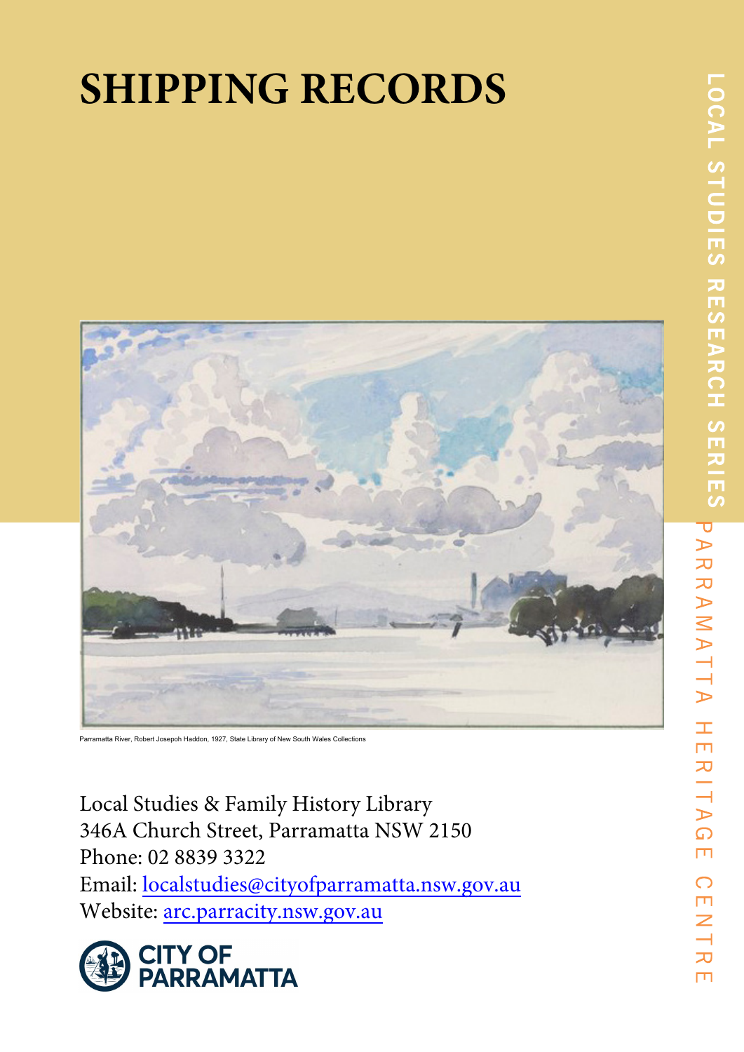# SHIPPING RECORDS

LOCAL STUDIES RESEARCH SERIES

PARRAMATTA HERITAGE CENTRE

Parramatta River, Robert Josepoh Haddon, 1927, State Library of New South Wales Collections

Local Studies & Family History Library
346A Church Street, Parramatta NSW 2150
Phone: 02 8839 3322
Email: localstudies@cityofparramatta.nsw.gov.au
Website: arc.parracity.nsw.gov.au

CITY OF PARRAMATTA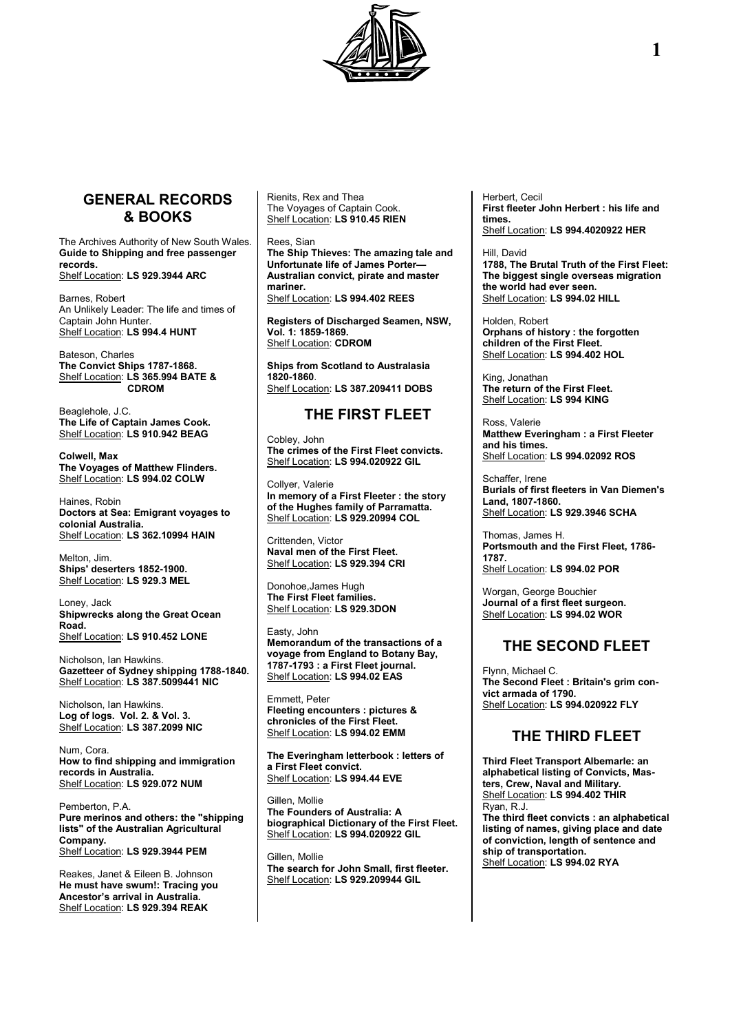## GENERAL RECORDS & BOOKS

The Archives Authority of New South Wales.
**Guide to Shipping and free passenger records.**
Shelf Location: **LS 929.3944 ARC**

Barnes, Robert
An Unlikely Leader: The life and times of Captain John Hunter.
Shelf Location: **LS 994.4 HUNT**

Bateson, Charles
**The Convict Ships 1787-1868.**
Shelf Location: **LS 365.994 BATE & CDROM**

Beaglehole, J.C.
**The Life of Captain James Cook.**
Shelf Location: **LS 910.942 BEAG**

**Colwell, Max**
**The Voyages of Matthew Flinders.**
Shelf Location: **LS 994.02 COLW**

Haines, Robin
**Doctors at Sea: Emigrant voyages to colonial Australia.**
Shelf Location: **LS 362.10994 HAIN**

Melton, Jim.
**Ships' deserters 1852-1900.**
Shelf Location: **LS 929.3 MEL**

Loney, Jack
**Shipwrecks along the Great Ocean Road.**
Shelf Location: **LS 910.452 LONE**

Nicholson, Ian Hawkins.
**Gazetteer of Sydney shipping 1788-1840.**
Shelf Location: **LS 387.5099441 NIC**

Nicholson, Ian Hawkins.
**Log of logs. Vol. 2. & Vol. 3.**
Shelf Location: **LS 387.2099 NIC**

Num, Cora.
**How to find shipping and immigration records in Australia.**
Shelf Location: **LS 929.072 NUM**

Pemberton, P.A.
**Pure merinos and others: the "shipping lists" of the Australian Agricultural Company.**
Shelf Location: **LS 929.3944 PEM**

Reakes, Janet & Eileen B. Johnson
**He must have swum!: Tracing you Ancestor's arrival in Australia.**
Shelf Location: **LS 929.394 REAK**

Rienits, Rex and Thea
The Voyages of Captain Cook.
Shelf Location: **LS 910.45 RIEN**

Rees, Sian
**The Ship Thieves: The amazing tale and Unfortunate life of James Porter—Australian convict, pirate and master mariner.**
Shelf Location: **LS 994.402 REES**

**Registers of Discharged Seamen, NSW, Vol. 1: 1859-1869.**
Shelf Location: **CDROM**

**Ships from Scotland to Australasia 1820-1860**.
Shelf Location: **LS 387.209411 DOBS**

## THE FIRST FLEET

Cobley, John
**The crimes of the First Fleet convicts.**
Shelf Location: **LS 994.020922 GIL**

Collyer, Valerie
**In memory of a First Fleeter : the story of the Hughes family of Parramatta.**
Shelf Location: **LS 929.20994 COL**

Crittenden, Victor
**Naval men of the First Fleet.**
Shelf Location: **LS 929.394 CRI**

Donohoe,James Hugh
**The First Fleet families.**
Shelf Location: **LS 929.3DON**

Easty, John
**Memorandum of the transactions of a voyage from England to Botany Bay, 1787-1793 : a First Fleet journal.**
Shelf Location: **LS 994.02 EAS**

Emmett, Peter
**Fleeting encounters : pictures & chronicles of the First Fleet.**
Shelf Location: **LS 994.02 EMM**

**The Everingham letterbook : letters of a First Fleet convict.**
Shelf Location: **LS 994.44 EVE**

Gillen, Mollie
**The Founders of Australia: A biographical Dictionary of the First Fleet.**
Shelf Location: **LS 994.020922 GIL**

Gillen, Mollie
**The search for John Small, first fleeter.**
Shelf Location: **LS 929.209944 GIL**

Herbert, Cecil
**First fleeter John Herbert : his life and times.**
Shelf Location: **LS 994.4020922 HER**

Hill, David
**1788, The Brutal Truth of the First Fleet: The biggest single overseas migration the world had ever seen.**
Shelf Location: **LS 994.02 HILL**

Holden, Robert
**Orphans of history : the forgotten children of the First Fleet.**
Shelf Location: **LS 994.402 HOL**

King, Jonathan
**The return of the First Fleet.**
Shelf Location: **LS 994 KING**

Ross, Valerie
**Matthew Everingham : a First Fleeter and his times.**
Shelf Location: **LS 994.02092 ROS**

Schaffer, Irene
**Burials of first fleeters in Van Diemen's Land, 1807-1860.**
Shelf Location: **LS 929.3946 SCHA**

Thomas, James H.
**Portsmouth and the First Fleet, 1786-1787.**
Shelf Location: **LS 994.02 POR**

Worgan, George Bouchier
**Journal of a first fleet surgeon.**
Shelf Location: **LS 994.02 WOR**

## THE SECOND FLEET

Flynn, Michael C.
**The Second Fleet : Britain's grim convict armada of 1790.**
Shelf Location: **LS 994.020922 FLY**

## THE THIRD FLEET

**Third Fleet Transport Albemarle: an alphabetical listing of Convicts, Masters, Crew, Naval and Military.**
Shelf Location: **LS 994.402 THIR**

Ryan, R.J.
**The third fleet convicts : an alphabetical listing of names, giving place and date of conviction, length of sentence and ship of transportation.**
Shelf Location: **LS 994.02 RYA**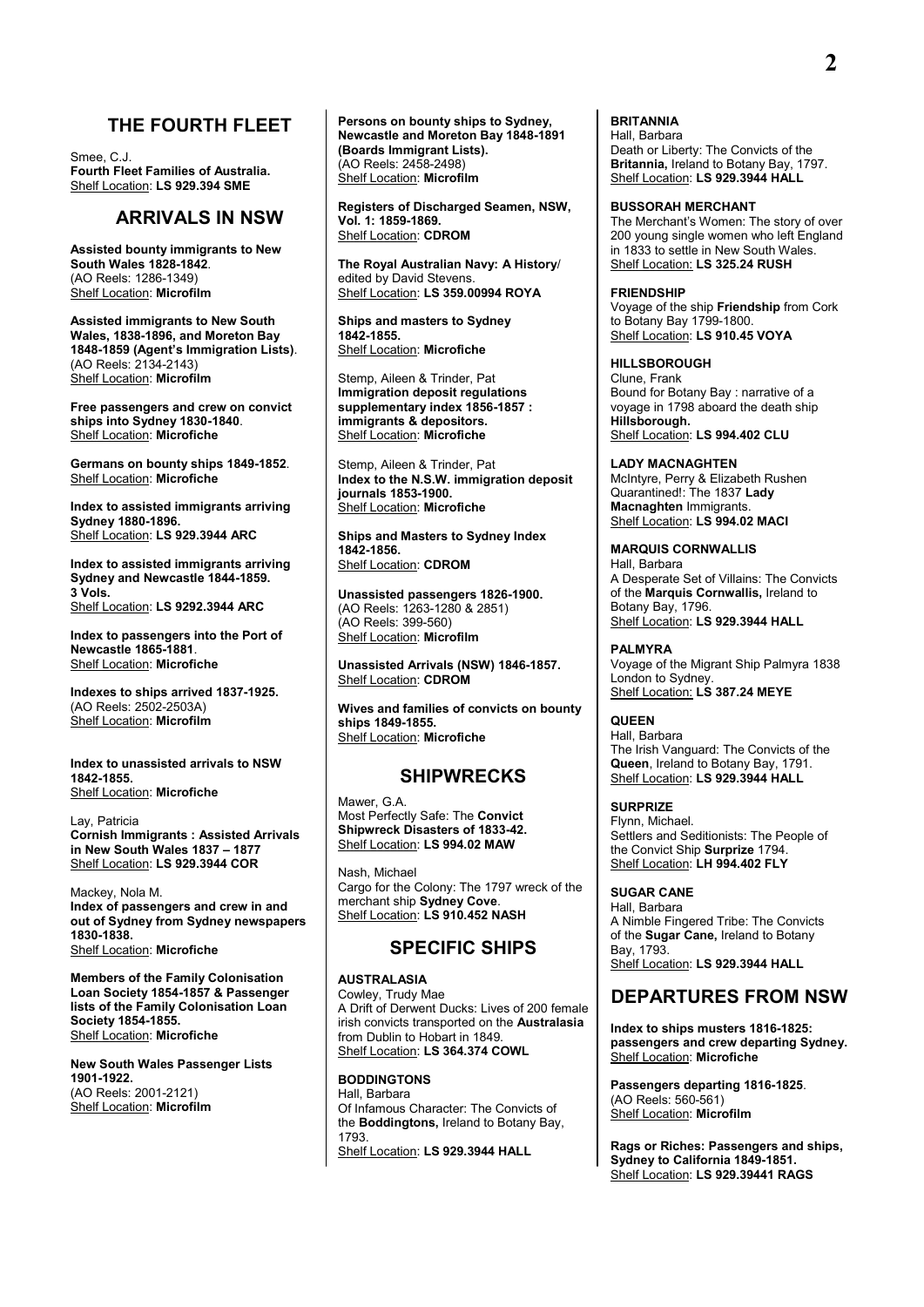## THE FOURTH FLEET

Smee, C.J.
**Fourth Fleet Families of Australia.**
Shelf Location: **LS 929.394 SME**

## ARRIVALS IN NSW

**Assisted bounty immigrants to New South Wales 1828-1842**.
(AO Reels: 1286-1349)
Shelf Location: **Microfilm**

**Assisted immigrants to New South Wales, 1838-1896, and Moreton Bay 1848-1859 (Agent's Immigration Lists)**.
(AO Reels: 2134-2143)
Shelf Location: **Microfilm**

**Free passengers and crew on convict ships into Sydney 1830-1840**.
Shelf Location: **Microfiche**

**Germans on bounty ships 1849-1852**.
Shelf Location: **Microfiche**

**Index to assisted immigrants arriving Sydney 1880-1896.**
Shelf Location: **LS 929.3944 ARC**

**Index to assisted immigrants arriving Sydney and Newcastle 1844-1859. 3 Vols.**
Shelf Location: **LS 9292.3944 ARC**

**Index to passengers into the Port of Newcastle 1865-1881**.
Shelf Location: **Microfiche**

**Indexes to ships arrived 1837-1925.**
(AO Reels: 2502-2503A)
Shelf Location: **Microfilm**

**Index to unassisted arrivals to NSW 1842-1855.**
Shelf Location: **Microfiche**

Lay, Patricia
**Cornish Immigrants : Assisted Arrivals in New South Wales 1837 – 1877**
Shelf Location: **LS 929.3944 COR**

Mackey, Nola M.
**Index of passengers and crew in and out of Sydney from Sydney newspapers 1830-1838.**
Shelf Location: **Microfiche**

**Members of the Family Colonisation Loan Society 1854-1857 & Passenger lists of the Family Colonisation Loan Society 1854-1855.**
Shelf Location: **Microfiche**

**New South Wales Passenger Lists 1901-1922.**
(AO Reels: 2001-2121)
Shelf Location: **Microfilm**

**Persons on bounty ships to Sydney, Newcastle and Moreton Bay 1848-1891 (Boards Immigrant Lists).**
(AO Reels: 2458-2498)
Shelf Location: **Microfilm**

**Registers of Discharged Seamen, NSW, Vol. 1: 1859-1869.**
Shelf Location: **CDROM**

**The Royal Australian Navy: A History**/ edited by David Stevens.
Shelf Location: **LS 359.00994 ROYA**

**Ships and masters to Sydney 1842-1855.**
Shelf Location: **Microfiche**

Stemp, Aileen & Trinder, Pat
**Immigration deposit regulations supplementary index 1856-1857 : immigrants & depositors.**
Shelf Location: **Microfiche**

Stemp, Aileen & Trinder, Pat
**Index to the N.S.W. immigration deposit journals 1853-1900.**
Shelf Location: **Microfiche**

**Ships and Masters to Sydney Index 1842-1856.**
Shelf Location: **CDROM**

**Unassisted passengers 1826-1900.**
(AO Reels: 1263-1280 & 2851)
(AO Reels: 399-560)
Shelf Location: **Microfilm**

**Unassisted Arrivals (NSW) 1846-1857.**
Shelf Location: **CDROM**

**Wives and families of convicts on bounty ships 1849-1855.**
Shelf Location: **Microfiche**

## SHIPWRECKS

Mawer, G.A.
Most Perfectly Safe: The **Convict Shipwreck Disasters of 1833-42.**
Shelf Location: **LS 994.02 MAW**

Nash, Michael
Cargo for the Colony: The 1797 wreck of the merchant ship **Sydney Cove**.
Shelf Location: **LS 910.452 NASH**

## SPECIFIC SHIPS

**AUSTRALASIA**
Cowley, Trudy Mae
A Drift of Derwent Ducks: Lives of 200 female irish convicts transported on the **Australasia** from Dublin to Hobart in 1849.
Shelf Location: **LS 364.374 COWL**

**BODDINGTONS**
Hall, Barbara
Of Infamous Character: The Convicts of the **Boddingtons,** Ireland to Botany Bay, 1793.
Shelf Location: **LS 929.3944 HALL**

**BRITANNIA**
Hall, Barbara
Death or Liberty: The Convicts of the **Britannia,** Ireland to Botany Bay, 1797.
Shelf Location: **LS 929.3944 HALL**

**BUSSORAH MERCHANT**
The Merchant's Women: The story of over 200 young single women who left England in 1833 to settle in New South Wales.
Shelf Location: **LS 325.24 RUSH**

**FRIENDSHIP**
Voyage of the ship **Friendship** from Cork to Botany Bay 1799-1800.
Shelf Location: **LS 910.45 VOYA**

**HILLSBOROUGH**
Clune, Frank
Bound for Botany Bay : narrative of a voyage in 1798 aboard the death ship **Hillsborough.**
Shelf Location: **LS 994.402 CLU**

**LADY MACNAGHTEN**
McIntyre, Perry & Elizabeth Rushen
Quarantined!: The 1837 **Lady Macnaghten** Immigrants.
Shelf Location: **LS 994.02 MACI**

**MARQUIS CORNWALLIS**
Hall, Barbara
A Desperate Set of Villains: The Convicts of the **Marquis Cornwallis,** Ireland to Botany Bay, 1796.
Shelf Location: **LS 929.3944 HALL**

**PALMYRA**
Voyage of the Migrant Ship Palmyra 1838 London to Sydney.
Shelf Location: **LS 387.24 MEYE**

**QUEEN**
Hall, Barbara
The Irish Vanguard: The Convicts of the **Queen**, Ireland to Botany Bay, 1791.
Shelf Location: **LS 929.3944 HALL**

**SURPRIZE**
Flynn, Michael.
Settlers and Seditionists: The People of the Convict Ship **Surprize** 1794.
Shelf Location: **LH 994.402 FLY**

**SUGAR CANE**
Hall, Barbara
A Nimble Fingered Tribe: The Convicts of the **Sugar Cane,** Ireland to Botany Bay, 1793.
Shelf Location: **LS 929.3944 HALL**

## DEPARTURES FROM NSW

**Index to ships musters 1816-1825: passengers and crew departing Sydney.**
Shelf Location: **Microfiche**

**Passengers departing 1816-1825**.
(AO Reels: 560-561)
Shelf Location: **Microfilm**

**Rags or Riches: Passengers and ships, Sydney to California 1849-1851.**
Shelf Location: **LS 929.39441 RAGS**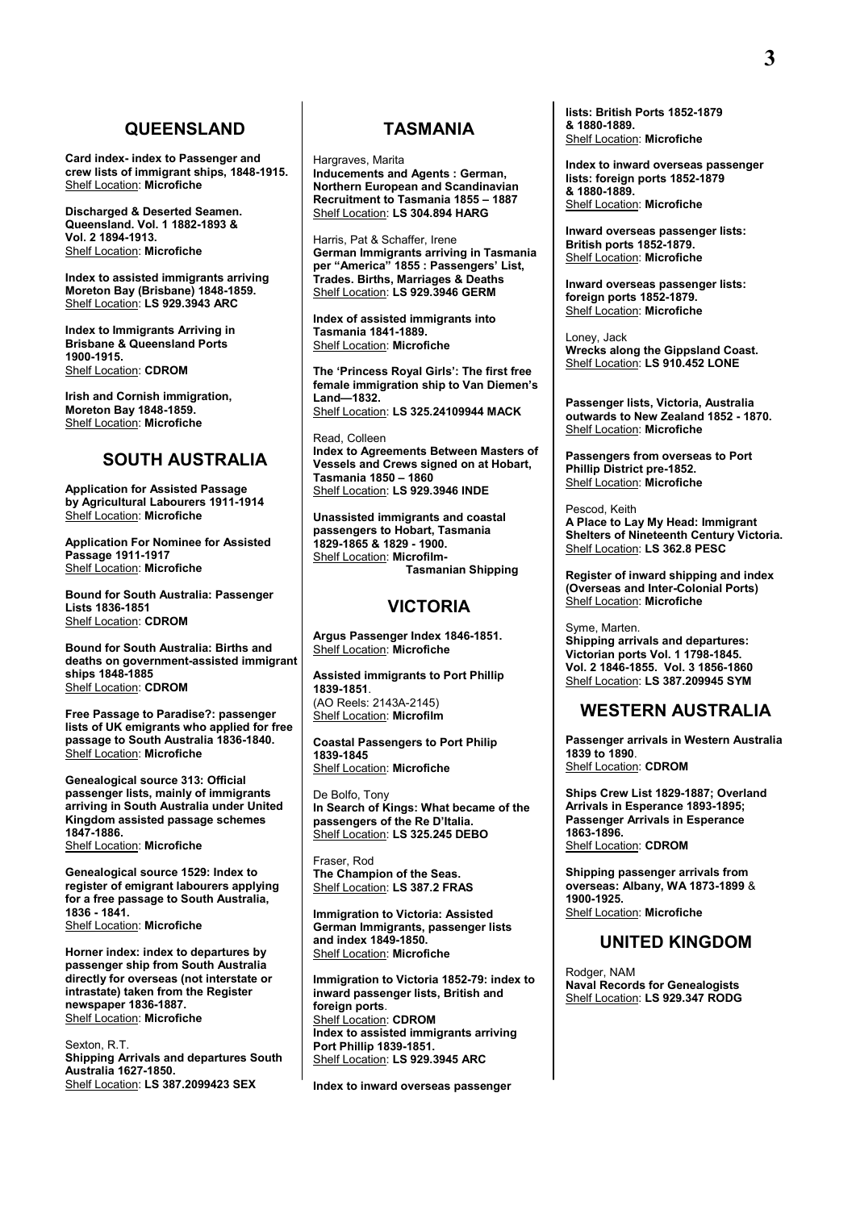## QUEENSLAND

**Card index- index to Passenger and crew lists of immigrant ships, 1848-1915.**
Shelf Location: **Microfiche**

**Discharged & Deserted Seamen. Queensland. Vol. 1 1882-1893 & Vol. 2 1894-1913.**
Shelf Location: **Microfiche**

**Index to assisted immigrants arriving Moreton Bay (Brisbane) 1848-1859.**
Shelf Location: **LS 929.3943 ARC**

**Index to Immigrants Arriving in Brisbane & Queensland Ports 1900-1915.**
Shelf Location: **CDROM**

**Irish and Cornish immigration, Moreton Bay 1848-1859.**
Shelf Location: **Microfiche**

## SOUTH AUSTRALIA

**Application for Assisted Passage by Agricultural Labourers 1911-1914**
Shelf Location: **Microfiche**

**Application For Nominee for Assisted Passage 1911-1917**
Shelf Location: **Microfiche**

**Bound for South Australia: Passenger Lists 1836-1851**
Shelf Location: **CDROM**

**Bound for South Australia: Births and deaths on government-assisted immigrant ships 1848-1885**
Shelf Location: **CDROM**

**Free Passage to Paradise?: passenger lists of UK emigrants who applied for free passage to South Australia 1836-1840.**
Shelf Location: **Microfiche**

**Genealogical source 313: Official passenger lists, mainly of immigrants arriving in South Australia under United Kingdom assisted passage schemes 1847-1886.**
Shelf Location: **Microfiche**

**Genealogical source 1529: Index to register of emigrant labourers applying for a free passage to South Australia, 1836 - 1841.**
Shelf Location: **Microfiche**

**Horner index: index to departures by passenger ship from South Australia directly for overseas (not interstate or intrastate) taken from the Register newspaper 1836-1887.**
Shelf Location: **Microfiche**

Sexton, R.T.
**Shipping Arrivals and departures South Australia 1627-1850.**
Shelf Location: **LS 387.2099423 SEX**

## TASMANIA

Hargraves, Marita
**Inducements and Agents : German, Northern European and Scandinavian Recruitment to Tasmania 1855 – 1887**
Shelf Location: **LS 304.894 HARG**

Harris, Pat & Schaffer, Irene
**German Immigrants arriving in Tasmania per "America" 1855 : Passengers' List, Trades. Births, Marriages & Deaths**
Shelf Location: **LS 929.3946 GERM**

**Index of assisted immigrants into Tasmania 1841-1889.**
Shelf Location: **Microfiche**

**The 'Princess Royal Girls': The first free female immigration ship to Van Diemen's Land—1832.**
Shelf Location: **LS 325.24109944 MACK**

Read, Colleen
**Index to Agreements Between Masters of Vessels and Crews signed on at Hobart, Tasmania 1850 – 1860**
Shelf Location: **LS 929.3946 INDE**

**Unassisted immigrants and coastal passengers to Hobart, Tasmania 1829-1865 & 1829 - 1900.**
Shelf Location: **Microfilm- Tasmanian Shipping**

## VICTORIA

**Argus Passenger Index 1846-1851.**
Shelf Location: **Microfiche**

**Assisted immigrants to Port Phillip 1839-1851**.
(AO Reels: 2143A-2145)
Shelf Location: **Microfilm**

**Coastal Passengers to Port Philip 1839-1845**
Shelf Location: **Microfiche**

De Bolfo, Tony
**In Search of Kings: What became of the passengers of the Re D'Italia.**
Shelf Location: **LS 325.245 DEBO**

Fraser, Rod
**The Champion of the Seas.**
Shelf Location: **LS 387.2 FRAS**

**Immigration to Victoria: Assisted German Immigrants, passenger lists and index 1849-1850.**
Shelf Location: **Microfiche**

**Immigration to Victoria 1852-79: index to inward passenger lists, British and foreign ports**.
Shelf Location: **CDROM**

**Index to assisted immigrants arriving Port Phillip 1839-1851.**
Shelf Location: **LS 929.3945 ARC**

**Index to inward overseas passenger lists: British Ports 1852-1879 & 1880-1889.**
Shelf Location: **Microfiche**

**Index to inward overseas passenger lists: foreign ports 1852-1879 & 1880-1889.**
Shelf Location: **Microfiche**

**Inward overseas passenger lists: British ports 1852-1879.**
Shelf Location: **Microfiche**

**Inward overseas passenger lists: foreign ports 1852-1879.**
Shelf Location: **Microfiche**

Loney, Jack
**Wrecks along the Gippsland Coast.**
Shelf Location: **LS 910.452 LONE**

**Passenger lists, Victoria, Australia outwards to New Zealand 1852 - 1870.**
Shelf Location: **Microfiche**

**Passengers from overseas to Port Phillip District pre-1852.**
Shelf Location: **Microfiche**

Pescod, Keith
**A Place to Lay My Head: Immigrant Shelters of Nineteenth Century Victoria.**
Shelf Location: **LS 362.8 PESC**

**Register of inward shipping and index (Overseas and Inter-Colonial Ports)**
Shelf Location: **Microfiche**

Syme, Marten.
**Shipping arrivals and departures: Victorian ports Vol. 1 1798-1845. Vol. 2 1846-1855. Vol. 3 1856-1860**
Shelf Location: **LS 387.209945 SYM**

## WESTERN AUSTRALIA

**Passenger arrivals in Western Australia 1839 to 1890**.
Shelf Location: **CDROM**

**Ships Crew List 1829-1887; Overland Arrivals in Esperance 1893-1895; Passenger Arrivals in Esperance 1863-1896.**
Shelf Location: **CDROM**

**Shipping passenger arrivals from overseas: Albany, WA 1873-1899** & **1900-1925.**
Shelf Location: **Microfiche**

## UNITED KINGDOM

Rodger, NAM
**Naval Records for Genealogists**
Shelf Location: **LS 929.347 RODG**